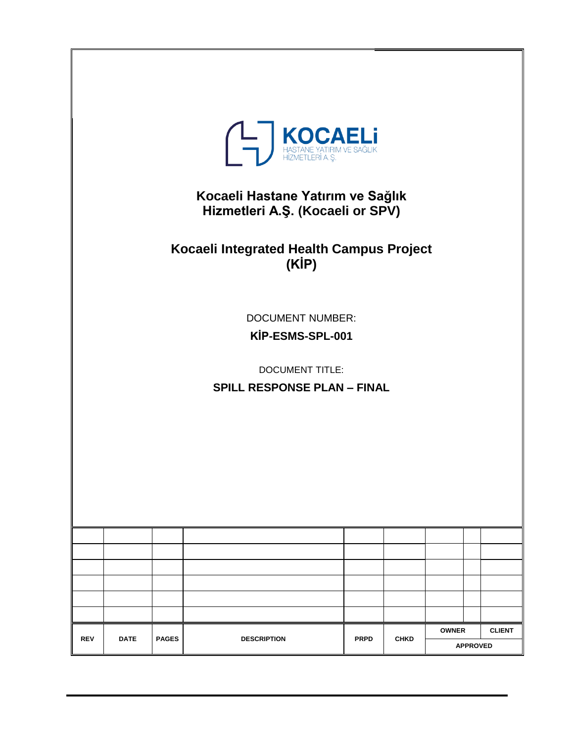KOCAELİ
HASTANE YATIRIM VE SAĞLIK
HİZMETLERİ A.Ş.

# Kocaeli Hastane Yatırım ve Sağlık Hizmetleri A.Ş. (Kocaeli or SPV)

# Kocaeli Integrated Health Campus Project (KİP)

DOCUMENT NUMBER:

**KİP-ESMS-SPL-001**

DOCUMENT TITLE:

**SPILL RESPONSE PLAN – FINAL**

| | | | | | | | |
|---|---|---|---|---|---|---|---|
| | | | | | | | |
| | | | | | | | |
| | | | | | | | |
| | | | | | | | |
| | | | | | | | |
| | | | | | | | |
| **REV** | **DATE** | **PAGES** | **DESCRIPTION** | **PRPD** | **CHKD** | **OWNER** | **CLIENT** |
| | | | | | | **APPROVED** | |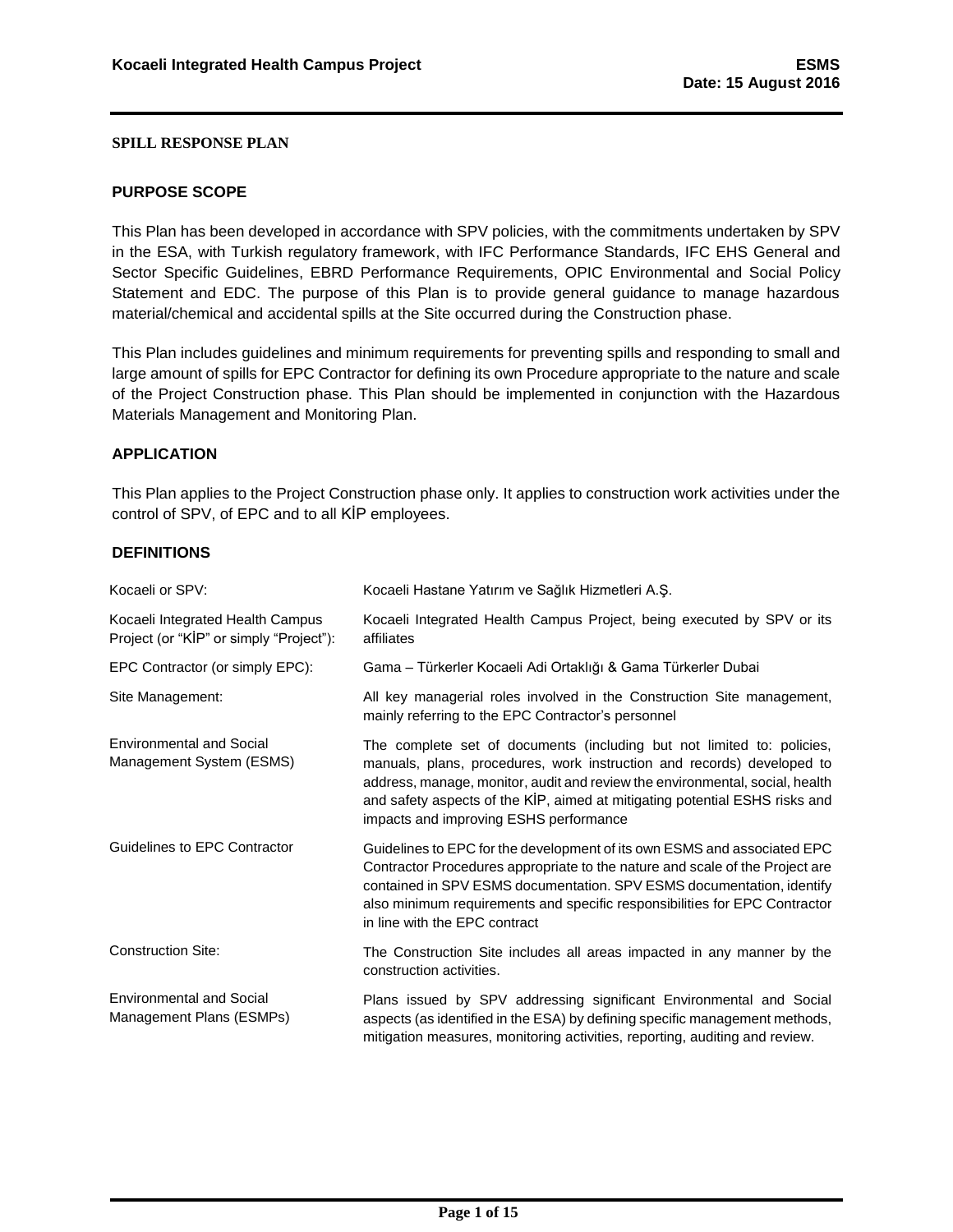## SPILL RESPONSE PLAN

### PURPOSE SCOPE

This Plan has been developed in accordance with SPV policies, with the commitments undertaken by SPV in the ESA, with Turkish regulatory framework, with IFC Performance Standards, IFC EHS General and Sector Specific Guidelines, EBRD Performance Requirements, OPIC Environmental and Social Policy Statement and EDC. The purpose of this Plan is to provide general guidance to manage hazardous material/chemical and accidental spills at the Site occurred during the Construction phase.

This Plan includes guidelines and minimum requirements for preventing spills and responding to small and large amount of spills for EPC Contractor for defining its own Procedure appropriate to the nature and scale of the Project Construction phase. This Plan should be implemented in conjunction with the Hazardous Materials Management and Monitoring Plan.

### APPLICATION

This Plan applies to the Project Construction phase only. It applies to construction work activities under the control of SPV, of EPC and to all KİP employees.

### DEFINITIONS

| | |
|---|---|
| Kocaeli or SPV: | Kocaeli Hastane Yatırım ve Sağlık Hizmetleri A.Ş. |
| Kocaeli Integrated Health Campus Project (or "KİP" or simply "Project"): | Kocaeli Integrated Health Campus Project, being executed by SPV or its affiliates |
| EPC Contractor (or simply EPC): | Gama – Türkerler Kocaeli Adi Ortaklığı & Gama Türkerler Dubai |
| Site Management: | All key managerial roles involved in the Construction Site management, mainly referring to the EPC Contractor's personnel |
| Environmental and Social Management System (ESMS) | The complete set of documents (including but not limited to: policies, manuals, plans, procedures, work instruction and records) developed to address, manage, monitor, audit and review the environmental, social, health and safety aspects of the KİP, aimed at mitigating potential ESHS risks and impacts and improving ESHS performance |
| Guidelines to EPC Contractor | Guidelines to EPC for the development of its own ESMS and associated EPC Contractor Procedures appropriate to the nature and scale of the Project are contained in SPV ESMS documentation. SPV ESMS documentation, identify also minimum requirements and specific responsibilities for EPC Contractor in line with the EPC contract |
| Construction Site: | The Construction Site includes all areas impacted in any manner by the construction activities. |
| Environmental and Social Management Plans (ESMPs) | Plans issued by SPV addressing significant Environmental and Social aspects (as identified in the ESA) by defining specific management methods, mitigation measures, monitoring activities, reporting, auditing and review. |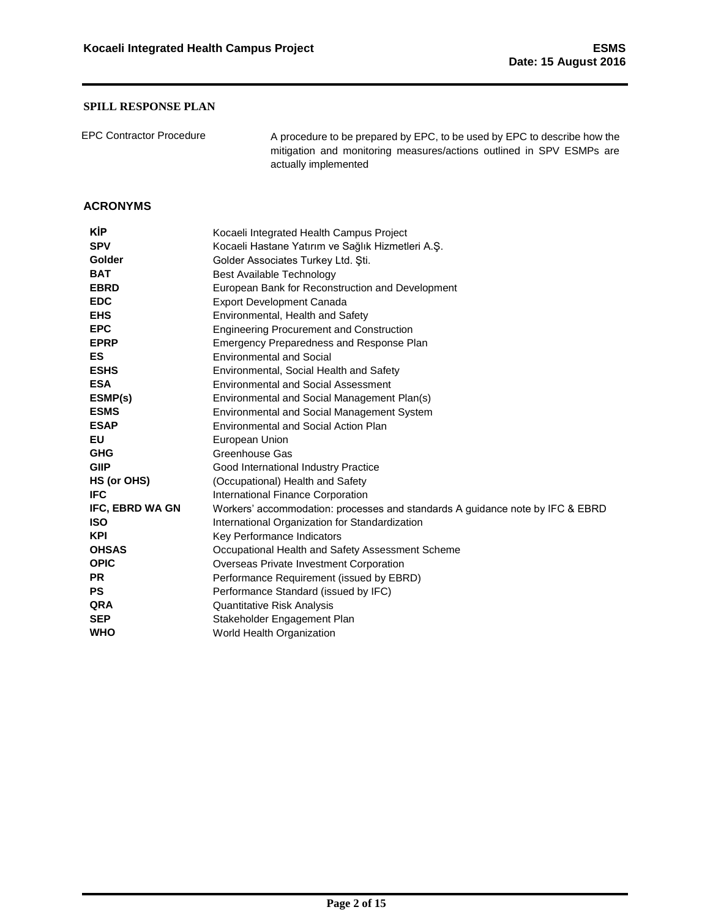## SPILL RESPONSE PLAN

| | |
|---|---|
| EPC Contractor Procedure | A procedure to be prepared by EPC, to be used by EPC to describe how the mitigation and monitoring measures/actions outlined in SPV ESMPs are actually implemented |

## ACRONYMS

| | |
|---|---|
| **KİP** | Kocaeli Integrated Health Campus Project |
| **SPV** | Kocaeli Hastane Yatırım ve Sağlık Hizmetleri A.Ş. |
| **Golder** | Golder Associates Turkey Ltd. Şti. |
| **BAT** | Best Available Technology |
| **EBRD** | European Bank for Reconstruction and Development |
| **EDC** | Export Development Canada |
| **EHS** | Environmental, Health and Safety |
| **EPC** | Engineering Procurement and Construction |
| **EPRP** | Emergency Preparedness and Response Plan |
| **ES** | Environmental and Social |
| **ESHS** | Environmental, Social Health and Safety |
| **ESA** | Environmental and Social Assessment |
| **ESMP(s)** | Environmental and Social Management Plan(s) |
| **ESMS** | Environmental and Social Management System |
| **ESAP** | Environmental and Social Action Plan |
| **EU** | European Union |
| **GHG** | Greenhouse Gas |
| **GIIP** | Good International Industry Practice |
| **HS (or OHS)** | (Occupational) Health and Safety |
| **IFC** | International Finance Corporation |
| **IFC, EBRD WA GN** | Workers' accommodation: processes and standards A guidance note by IFC & EBRD |
| **ISO** | International Organization for Standardization |
| **KPI** | Key Performance Indicators |
| **OHSAS** | Occupational Health and Safety Assessment Scheme |
| **OPIC** | Overseas Private Investment Corporation |
| **PR** | Performance Requirement (issued by EBRD) |
| **PS** | Performance Standard (issued by IFC) |
| **QRA** | Quantitative Risk Analysis |
| **SEP** | Stakeholder Engagement Plan |
| **WHO** | World Health Organization |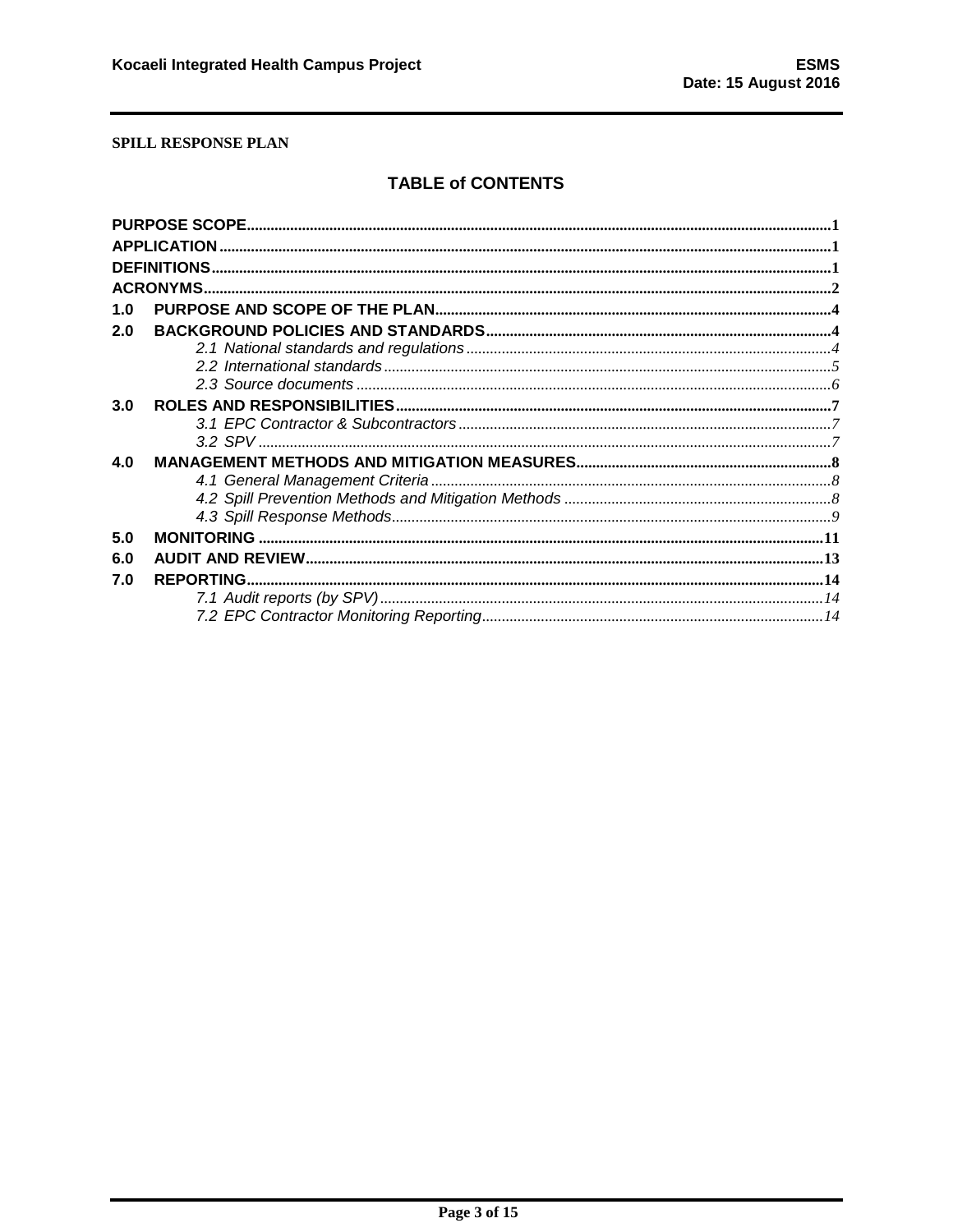**SPILL RESPONSE PLAN**

## TABLE of CONTENTS

**PURPOSE SCOPE** ........................................ 1
**APPLICATION** ........................................ 1
**DEFINITIONS** ........................................ 1
**ACRONYMS** ........................................ 2

**1.0 PURPOSE AND SCOPE OF THE PLAN** ........................................ 4

**2.0 BACKGROUND POLICIES AND STANDARDS** ........................................ 4
- *2.1 National standards and regulations* ........................................ 4
- *2.2 International standards* ........................................ 5
- *2.3 Source documents* ........................................ 6

**3.0 ROLES AND RESPONSIBILITIES** ........................................ 7
- *3.1 EPC Contractor & Subcontractors* ........................................ 7
- *3.2 SPV* ........................................ 7

**4.0 MANAGEMENT METHODS AND MITIGATION MEASURES** ........................................ 8
- *4.1 General Management Criteria* ........................................ 8
- *4.2 Spill Prevention Methods and Mitigation Methods* ........................................ 8
- *4.3 Spill Response Methods* ........................................ 9

**5.0 MONITORING** ........................................ 11

**6.0 AUDIT AND REVIEW** ........................................ 13

**7.0 REPORTING** ........................................ 14
- *7.1 Audit reports (by SPV)* ........................................ 14
- *7.2 EPC Contractor Monitoring Reporting* ........................................ 14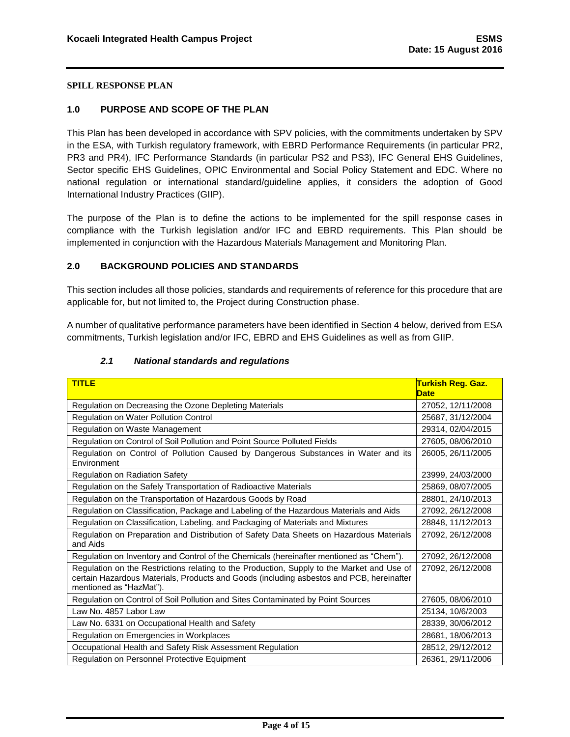**SPILL RESPONSE PLAN**

## 1.0 PURPOSE AND SCOPE OF THE PLAN

This Plan has been developed in accordance with SPV policies, with the commitments undertaken by SPV in the ESA, with Turkish regulatory framework, with EBRD Performance Requirements (in particular PR2, PR3 and PR4), IFC Performance Standards (in particular PS2 and PS3), IFC General EHS Guidelines, Sector specific EHS Guidelines, OPIC Environmental and Social Policy Statement and EDC. Where no national regulation or international standard/guideline applies, it considers the adoption of Good International Industry Practices (GIIP).

The purpose of the Plan is to define the actions to be implemented for the spill response cases in compliance with the Turkish legislation and/or IFC and EBRD requirements. This Plan should be implemented in conjunction with the Hazardous Materials Management and Monitoring Plan.

## 2.0 BACKGROUND POLICIES AND STANDARDS

This section includes all those policies, standards and requirements of reference for this procedure that are applicable for, but not limited to, the Project during Construction phase.

A number of qualitative performance parameters have been identified in Section 4 below, derived from ESA commitments, Turkish legislation and/or IFC, EBRD and EHS Guidelines as well as from GIIP.

### *2.1 National standards and regulations*

| TITLE | Turkish Reg. Gaz. Date |
|---|---|
| Regulation on Decreasing the Ozone Depleting Materials | 27052, 12/11/2008 |
| Regulation on Water Pollution Control | 25687, 31/12/2004 |
| Regulation on Waste Management | 29314, 02/04/2015 |
| Regulation on Control of Soil Pollution and Point Source Polluted Fields | 27605, 08/06/2010 |
| Regulation on Control of Pollution Caused by Dangerous Substances in Water and its Environment | 26005, 26/11/2005 |
| Regulation on Radiation Safety | 23999, 24/03/2000 |
| Regulation on the Safely Transportation of Radioactive Materials | 25869, 08/07/2005 |
| Regulation on the Transportation of Hazardous Goods by Road | 28801, 24/10/2013 |
| Regulation on Classification, Package and Labeling of the Hazardous Materials and Aids | 27092, 26/12/2008 |
| Regulation on Classification, Labeling, and Packaging of Materials and Mixtures | 28848, 11/12/2013 |
| Regulation on Preparation and Distribution of Safety Data Sheets on Hazardous Materials and Aids | 27092, 26/12/2008 |
| Regulation on Inventory and Control of the Chemicals (hereinafter mentioned as "Chem"). | 27092, 26/12/2008 |
| Regulation on the Restrictions relating to the Production, Supply to the Market and Use of certain Hazardous Materials, Products and Goods (including asbestos and PCB, hereinafter mentioned as "HazMat"). | 27092, 26/12/2008 |
| Regulation on Control of Soil Pollution and Sites Contaminated by Point Sources | 27605, 08/06/2010 |
| Law No. 4857 Labor Law | 25134, 10/6/2003 |
| Law No. 6331 on Occupational Health and Safety | 28339, 30/06/2012 |
| Regulation on Emergencies in Workplaces | 28681, 18/06/2013 |
| Occupational Health and Safety Risk Assessment Regulation | 28512, 29/12/2012 |
| Regulation on Personnel Protective Equipment | 26361, 29/11/2006 |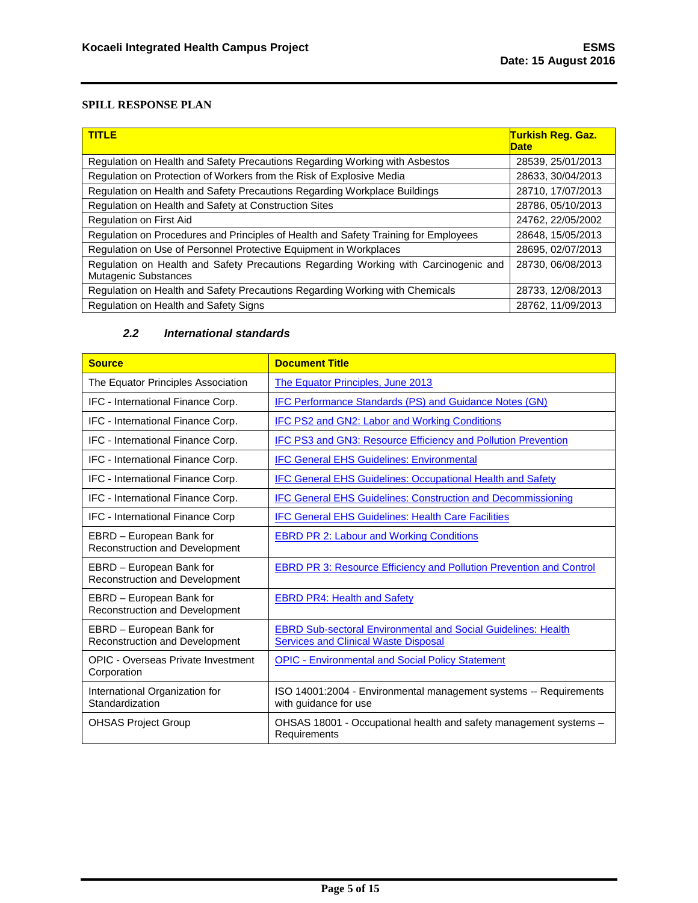**SPILL RESPONSE PLAN**

| TITLE | Turkish Reg. Gaz. Date |
|---|---|
| Regulation on Health and Safety Precautions Regarding Working with Asbestos | 28539, 25/01/2013 |
| Regulation on Protection of Workers from the Risk of Explosive Media | 28633, 30/04/2013 |
| Regulation on Health and Safety Precautions Regarding Workplace Buildings | 28710, 17/07/2013 |
| Regulation on Health and Safety at Construction Sites | 28786, 05/10/2013 |
| Regulation on First Aid | 24762, 22/05/2002 |
| Regulation on Procedures and Principles of Health and Safety Training for Employees | 28648, 15/05/2013 |
| Regulation on Use of Personnel Protective Equipment in Workplaces | 28695, 02/07/2013 |
| Regulation on Health and Safety Precautions Regarding Working with Carcinogenic and Mutagenic Substances | 28730, 06/08/2013 |
| Regulation on Health and Safety Precautions Regarding Working with Chemicals | 28733, 12/08/2013 |
| Regulation on Health and Safety Signs | 28762, 11/09/2013 |

### *2.2 International standards*

| Source | Document Title |
|---|---|
| The Equator Principles Association | The Equator Principles, June 2013 |
| IFC - International Finance Corp. | IFC Performance Standards (PS) and Guidance Notes (GN) |
| IFC - International Finance Corp. | IFC PS2 and GN2: Labor and Working Conditions |
| IFC - International Finance Corp. | IFC PS3 and GN3: Resource Efficiency and Pollution Prevention |
| IFC - International Finance Corp. | IFC General EHS Guidelines: Environmental |
| IFC - International Finance Corp. | IFC General EHS Guidelines: Occupational Health and Safety |
| IFC - International Finance Corp. | IFC General EHS Guidelines: Construction and Decommissioning |
| IFC - International Finance Corp | IFC General EHS Guidelines: Health Care Facilities |
| EBRD – European Bank for Reconstruction and Development | EBRD PR 2: Labour and Working Conditions |
| EBRD – European Bank for Reconstruction and Development | EBRD PR 3: Resource Efficiency and Pollution Prevention and Control |
| EBRD – European Bank for Reconstruction and Development | EBRD PR4: Health and Safety |
| EBRD – European Bank for Reconstruction and Development | EBRD Sub-sectoral Environmental and Social Guidelines: Health Services and Clinical Waste Disposal |
| OPIC - Overseas Private Investment Corporation | OPIC - Environmental and Social Policy Statement |
| International Organization for Standardization | ISO 14001:2004 - Environmental management systems -- Requirements with guidance for use |
| OHSAS Project Group | OHSAS 18001 - Occupational health and safety management systems – Requirements |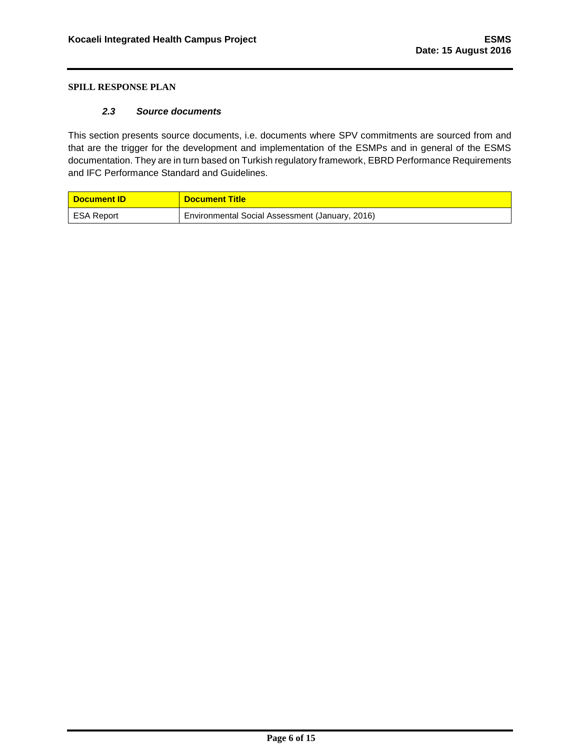**SPILL RESPONSE PLAN**

### *2.3 Source documents*

This section presents source documents, i.e. documents where SPV commitments are sourced from and that are the trigger for the development and implementation of the ESMPs and in general of the ESMS documentation. They are in turn based on Turkish regulatory framework, EBRD Performance Requirements and IFC Performance Standard and Guidelines.

| Document ID | Document Title |
|---|---|
| ESA Report | Environmental Social Assessment (January, 2016) |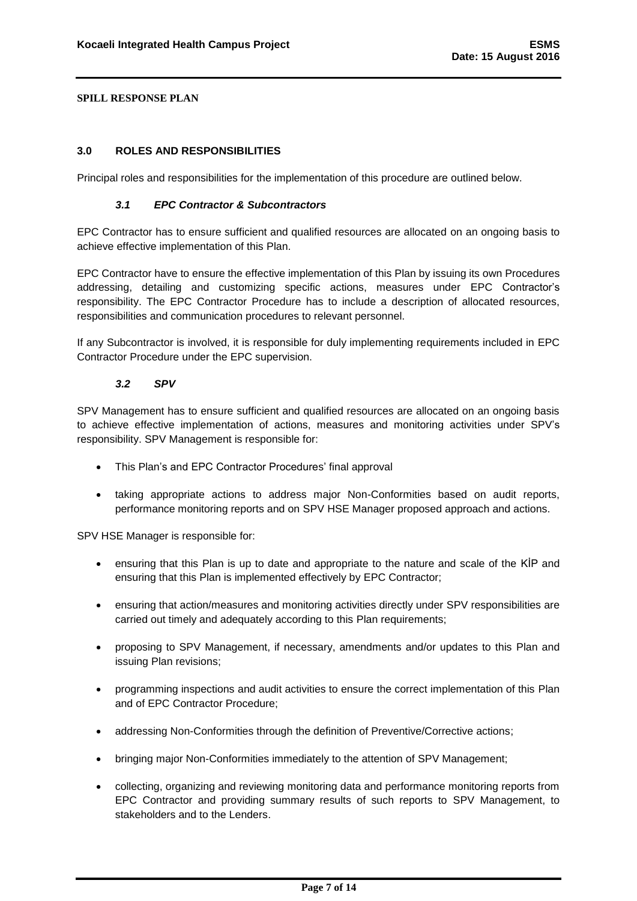**SPILL RESPONSE PLAN**

## 3.0 ROLES AND RESPONSIBILITIES

Principal roles and responsibilities for the implementation of this procedure are outlined below.

### *3.1 EPC Contractor & Subcontractors*

EPC Contractor has to ensure sufficient and qualified resources are allocated on an ongoing basis to achieve effective implementation of this Plan.

EPC Contractor have to ensure the effective implementation of this Plan by issuing its own Procedures addressing, detailing and customizing specific actions, measures under EPC Contractor's responsibility. The EPC Contractor Procedure has to include a description of allocated resources, responsibilities and communication procedures to relevant personnel.

If any Subcontractor is involved, it is responsible for duly implementing requirements included in EPC Contractor Procedure under the EPC supervision.

### *3.2 SPV*

SPV Management has to ensure sufficient and qualified resources are allocated on an ongoing basis to achieve effective implementation of actions, measures and monitoring activities under SPV's responsibility. SPV Management is responsible for:

- This Plan's and EPC Contractor Procedures' final approval
- taking appropriate actions to address major Non-Conformities based on audit reports, performance monitoring reports and on SPV HSE Manager proposed approach and actions.

SPV HSE Manager is responsible for:

- ensuring that this Plan is up to date and appropriate to the nature and scale of the KİP and ensuring that this Plan is implemented effectively by EPC Contractor;
- ensuring that action/measures and monitoring activities directly under SPV responsibilities are carried out timely and adequately according to this Plan requirements;
- proposing to SPV Management, if necessary, amendments and/or updates to this Plan and issuing Plan revisions;
- programming inspections and audit activities to ensure the correct implementation of this Plan and of EPC Contractor Procedure;
- addressing Non-Conformities through the definition of Preventive/Corrective actions;
- bringing major Non-Conformities immediately to the attention of SPV Management;
- collecting, organizing and reviewing monitoring data and performance monitoring reports from EPC Contractor and providing summary results of such reports to SPV Management, to stakeholders and to the Lenders.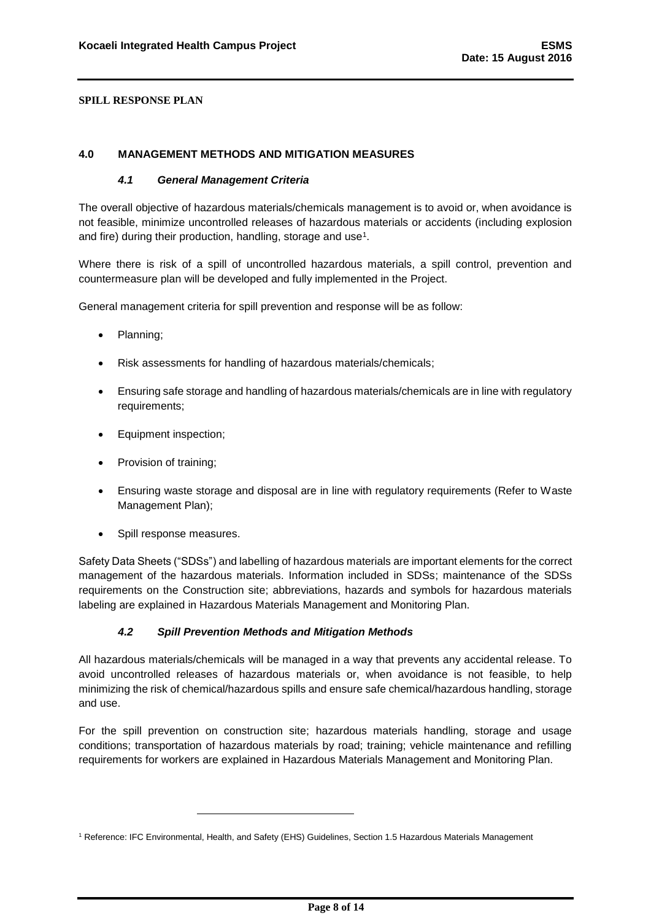**SPILL RESPONSE PLAN**

## 4.0 MANAGEMENT METHODS AND MITIGATION MEASURES

### *4.1 General Management Criteria*

The overall objective of hazardous materials/chemicals management is to avoid or, when avoidance is not feasible, minimize uncontrolled releases of hazardous materials or accidents (including explosion and fire) during their production, handling, storage and use[1].

Where there is risk of a spill of uncontrolled hazardous materials, a spill control, prevention and countermeasure plan will be developed and fully implemented in the Project.

General management criteria for spill prevention and response will be as follow:

- Planning;
- Risk assessments for handling of hazardous materials/chemicals;
- Ensuring safe storage and handling of hazardous materials/chemicals are in line with regulatory requirements;
- Equipment inspection;
- Provision of training;
- Ensuring waste storage and disposal are in line with regulatory requirements (Refer to Waste Management Plan);
- Spill response measures.

Safety Data Sheets ("SDSs") and labelling of hazardous materials are important elements for the correct management of the hazardous materials. Information included in SDSs; maintenance of the SDSs requirements on the Construction site; abbreviations, hazards and symbols for hazardous materials labeling are explained in Hazardous Materials Management and Monitoring Plan.

### *4.2 Spill Prevention Methods and Mitigation Methods*

All hazardous materials/chemicals will be managed in a way that prevents any accidental release. To avoid uncontrolled releases of hazardous materials or, when avoidance is not feasible, to help minimizing the risk of chemical/hazardous spills and ensure safe chemical/hazardous handling, storage and use.

For the spill prevention on construction site; hazardous materials handling, storage and usage conditions; transportation of hazardous materials by road; training; vehicle maintenance and refilling requirements for workers are explained in Hazardous Materials Management and Monitoring Plan.

[1] Reference: IFC Environmental, Health, and Safety (EHS) Guidelines, Section 1.5 Hazardous Materials Management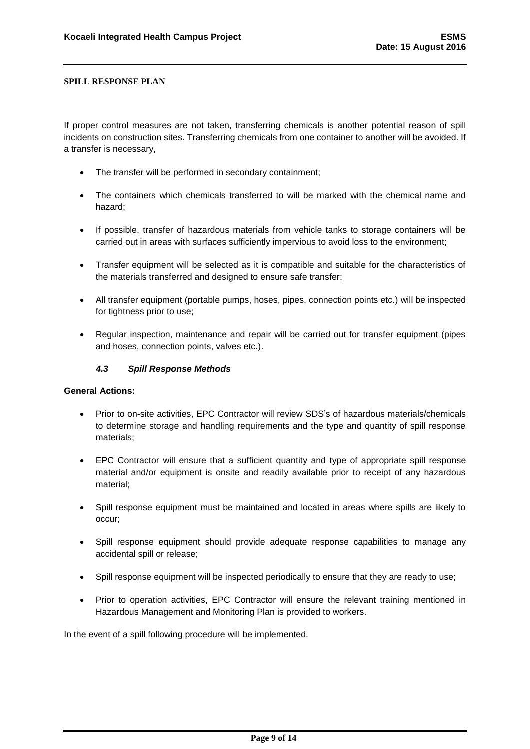**SPILL RESPONSE PLAN**

If proper control measures are not taken, transferring chemicals is another potential reason of spill incidents on construction sites. Transferring chemicals from one container to another will be avoided. If a transfer is necessary,

- The transfer will be performed in secondary containment;
- The containers which chemicals transferred to will be marked with the chemical name and hazard;
- If possible, transfer of hazardous materials from vehicle tanks to storage containers will be carried out in areas with surfaces sufficiently impervious to avoid loss to the environment;
- Transfer equipment will be selected as it is compatible and suitable for the characteristics of the materials transferred and designed to ensure safe transfer;
- All transfer equipment (portable pumps, hoses, pipes, connection points etc.) will be inspected for tightness prior to use;
- Regular inspection, maintenance and repair will be carried out for transfer equipment (pipes and hoses, connection points, valves etc.).

### *4.3 Spill Response Methods*

**General Actions:**

- Prior to on-site activities, EPC Contractor will review SDS's of hazardous materials/chemicals to determine storage and handling requirements and the type and quantity of spill response materials;
- EPC Contractor will ensure that a sufficient quantity and type of appropriate spill response material and/or equipment is onsite and readily available prior to receipt of any hazardous material;
- Spill response equipment must be maintained and located in areas where spills are likely to occur;
- Spill response equipment should provide adequate response capabilities to manage any accidental spill or release;
- Spill response equipment will be inspected periodically to ensure that they are ready to use;
- Prior to operation activities, EPC Contractor will ensure the relevant training mentioned in Hazardous Management and Monitoring Plan is provided to workers.

In the event of a spill following procedure will be implemented.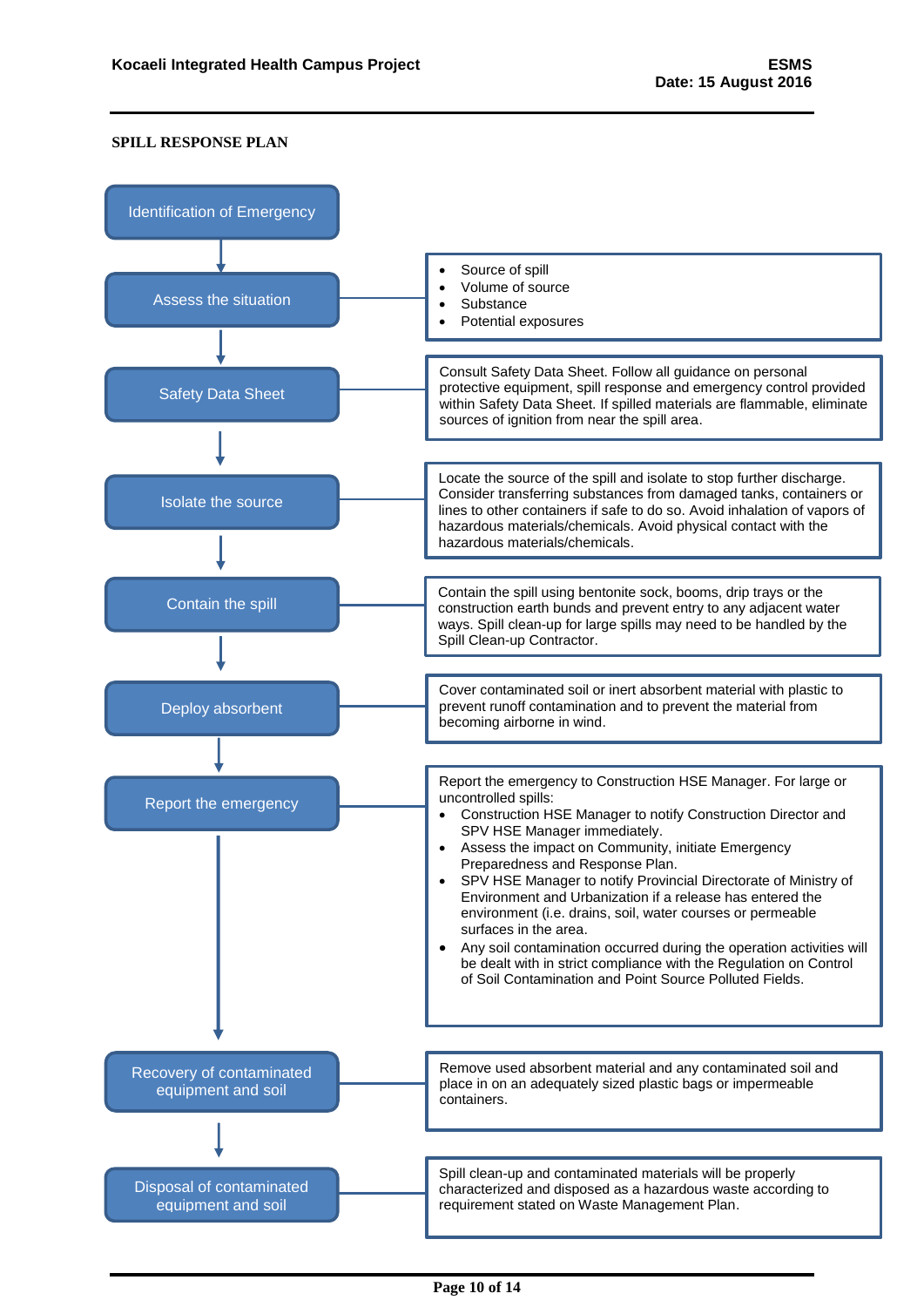**SPILL RESPONSE PLAN**

| Step | Description |
|---|---|
| Identification of Emergency | |
| Assess the situation | • Source of spill<br>• Volume of source<br>• Substance<br>• Potential exposures |
| Safety Data Sheet | Consult Safety Data Sheet. Follow all guidance on personal protective equipment, spill response and emergency control provided within Safety Data Sheet. If spilled materials are flammable, eliminate sources of ignition from near the spill area. |
| Isolate the source | Locate the source of the spill and isolate to stop further discharge. Consider transferring substances from damaged tanks, containers or lines to other containers if safe to do so. Avoid inhalation of vapors of hazardous materials/chemicals. Avoid physical contact with the hazardous materials/chemicals. |
| Contain the spill | Contain the spill using bentonite sock, booms, drip trays or the construction earth bunds and prevent entry to any adjacent water ways. Spill clean-up for large spills may need to be handled by the Spill Clean-up Contractor. |
| Deploy absorbent | Cover contaminated soil or inert absorbent material with plastic to prevent runoff contamination and to prevent the material from becoming airborne in wind. |
| Report the emergency | Report the emergency to Construction HSE Manager. For large or uncontrolled spills:<br>• Construction HSE Manager to notify Construction Director and SPV HSE Manager immediately.<br>• Assess the impact on Community, initiate Emergency Preparedness and Response Plan.<br>• SPV HSE Manager to notify Provincial Directorate of Ministry of Environment and Urbanization if a release has entered the environment (i.e. drains, soil, water courses or permeable surfaces in the area.<br>• Any soil contamination occurred during the operation activities will be dealt with in strict compliance with the Regulation on Control of Soil Contamination and Point Source Polluted Fields. |
| Recovery of contaminated equipment and soil | Remove used absorbent material and any contaminated soil and place in on an adequately sized plastic bags or impermeable containers. |
| Disposal of contaminated equipment and soil | Spill clean-up and contaminated materials will be properly characterized and disposed as a hazardous waste according to requirement stated on Waste Management Plan. |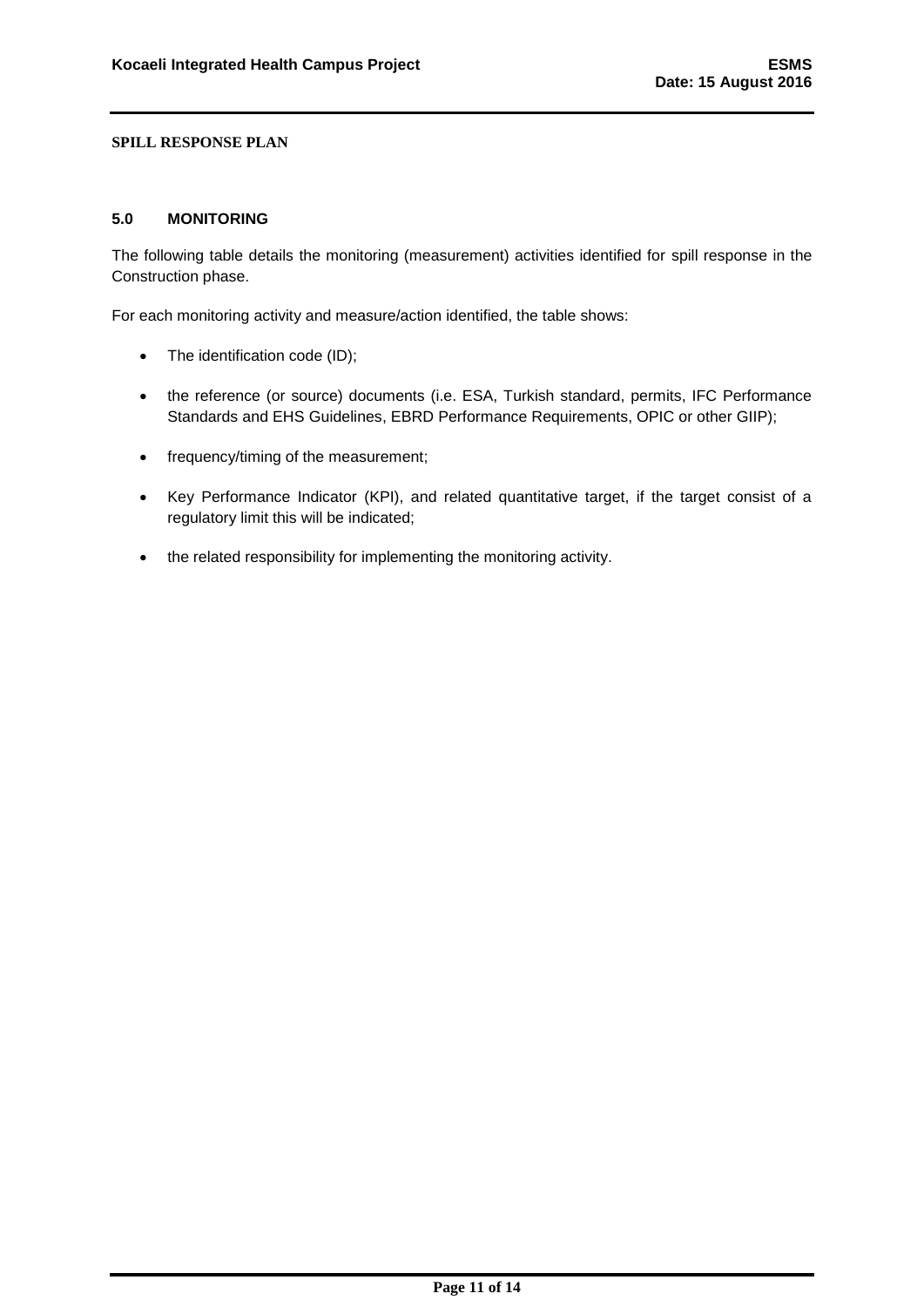**SPILL RESPONSE PLAN**

## 5.0 MONITORING

The following table details the monitoring (measurement) activities identified for spill response in the Construction phase.

For each monitoring activity and measure/action identified, the table shows:

- The identification code (ID);
- the reference (or source) documents (i.e. ESA, Turkish standard, permits, IFC Performance Standards and EHS Guidelines, EBRD Performance Requirements, OPIC or other GIIP);
- frequency/timing of the measurement;
- Key Performance Indicator (KPI), and related quantitative target, if the target consist of a regulatory limit this will be indicated;
- the related responsibility for implementing the monitoring activity.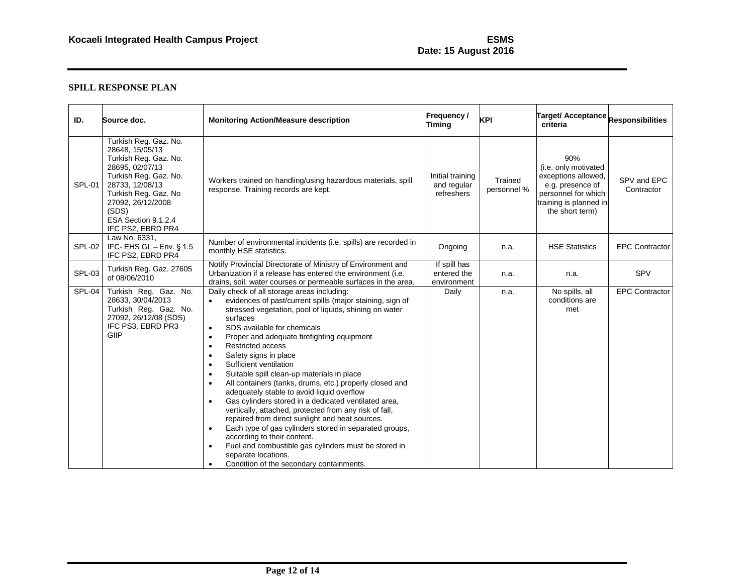## SPILL RESPONSE PLAN

| ID. | Source doc. | Monitoring Action/Measure description | Frequency / Timing | KPI | Target/ Acceptance criteria | Responsibilities |
|---|---|---|---|---|---|---|
| SPL-01 | Turkish Reg. Gaz. No. 28648, 15/05/13<br>Turkish Reg. Gaz. No. 28695, 02/07/13<br>Turkish Reg. Gaz. No. 28733, 12/08/13<br>Turkish Reg. Gaz. No 27092, 26/12/2008 (SDS)<br>ESA Section 9.1.2.4<br>IFC PS2, EBRD PR4 | Workers trained on handling/using hazardous materials, spill response. Training records are kept. | Initial training and regular refreshers | Trained personnel % | 90% (i.e. only motivated exceptions allowed, e.g. presence of personnel for which training is planned in the short term) | SPV and EPC Contractor |
| SPL-02 | Law No. 6331,<br>IFC- EHS GL – Env. § 1.5<br>IFC PS2, EBRD PR4 | Number of environmental incidents (i.e. spills) are recorded in monthly HSE statistics. | Ongoing | n.a. | HSE Statistics | EPC Contractor |
| SPL-03 | Turkish Reg. Gaz. 27605 of 08/06/2010 | Notify Provincial Directorate of Ministry of Environment and Urbanization if a release has entered the environment (i.e. drains, soil, water courses or permeable surfaces in the area. | If spill has entered the environment | n.a. | n.a. | SPV |
| SPL-04 | Turkish Reg. Gaz. No. 28633, 30/04/2013<br>Turkish Reg. Gaz. No. 27092, 26/12/08 (SDS)<br>IFC PS3, EBRD PR3<br>GIIP | Daily check of all storage areas including:<br>• evidences of past/current spills (major staining, sign of stressed vegetation, pool of liquids, shining on water surfaces<br>• SDS available for chemicals<br>• Proper and adequate firefighting equipment<br>• Restricted access<br>• Safety signs in place<br>• Sufficient ventilation<br>• Suitable spill clean-up materials in place<br>• All containers (tanks, drums, etc.) properly closed and adequately stable to avoid liquid overflow<br>• Gas cylinders stored in a dedicated ventilated area, vertically, attached, protected from any risk of fall, repaired from direct sunlight and heat sources.<br>• Each type of gas cylinders stored in separated groups, according to their content.<br>• Fuel and combustible gas cylinders must be stored in separate locations.<br>• Condition of the secondary containments. | Daily | n.a. | No spills, all conditions are met | EPC Contractor |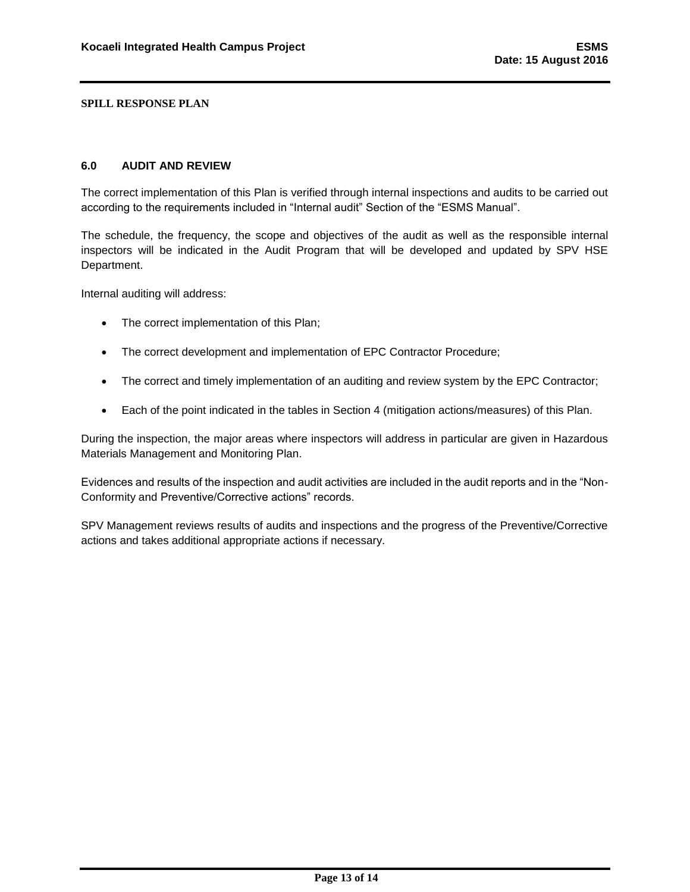## 6.0 AUDIT AND REVIEW

The correct implementation of this Plan is verified through internal inspections and audits to be carried out according to the requirements included in "Internal audit" Section of the "ESMS Manual".

The schedule, the frequency, the scope and objectives of the audit as well as the responsible internal inspectors will be indicated in the Audit Program that will be developed and updated by SPV HSE Department.

Internal auditing will address:

- The correct implementation of this Plan;
- The correct development and implementation of EPC Contractor Procedure;
- The correct and timely implementation of an auditing and review system by the EPC Contractor;
- Each of the point indicated in the tables in Section 4 (mitigation actions/measures) of this Plan.

During the inspection, the major areas where inspectors will address in particular are given in Hazardous Materials Management and Monitoring Plan.

Evidences and results of the inspection and audit activities are included in the audit reports and in the "Non-Conformity and Preventive/Corrective actions" records.

SPV Management reviews results of audits and inspections and the progress of the Preventive/Corrective actions and takes additional appropriate actions if necessary.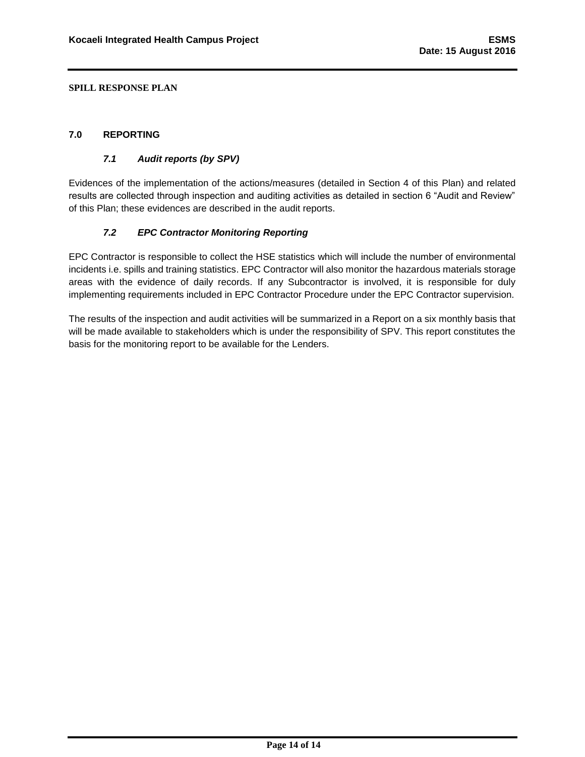**SPILL RESPONSE PLAN**

## 7.0 REPORTING

### *7.1 Audit reports (by SPV)*

Evidences of the implementation of the actions/measures (detailed in Section 4 of this Plan) and related results are collected through inspection and auditing activities as detailed in section 6 "Audit and Review" of this Plan; these evidences are described in the audit reports.

### *7.2 EPC Contractor Monitoring Reporting*

EPC Contractor is responsible to collect the HSE statistics which will include the number of environmental incidents i.e. spills and training statistics. EPC Contractor will also monitor the hazardous materials storage areas with the evidence of daily records. If any Subcontractor is involved, it is responsible for duly implementing requirements included in EPC Contractor Procedure under the EPC Contractor supervision.

The results of the inspection and audit activities will be summarized in a Report on a six monthly basis that will be made available to stakeholders which is under the responsibility of SPV. This report constitutes the basis for the monitoring report to be available for the Lenders.